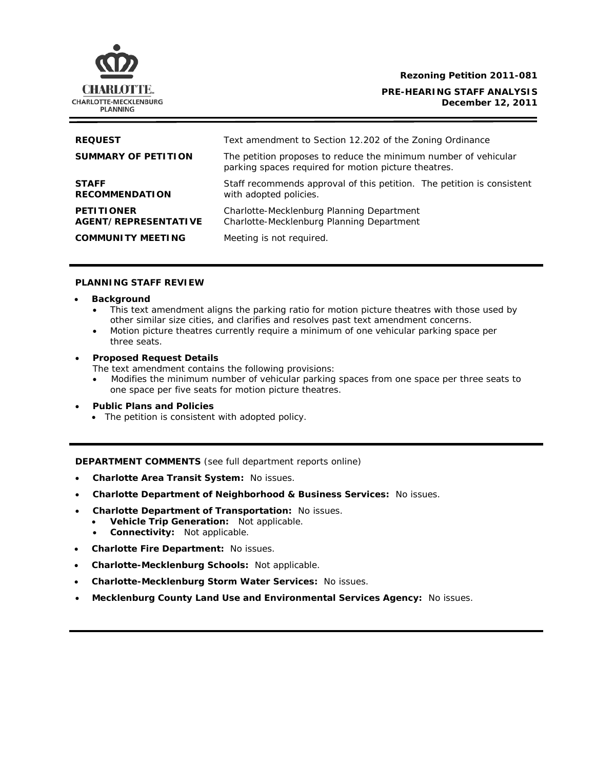**Rezoning Petition 2011-081**

**PRE-HEARING STAFF ANALYSIS**
**December 12, 2011**

| | |
|---|---|
| **REQUEST** | Text amendment to Section 12.202 of the Zoning Ordinance |
| **SUMMARY OF PETITION** | The petition proposes to reduce the minimum number of vehicular parking spaces required for motion picture theatres. |
| **STAFF RECOMMENDATION** | Staff recommends approval of this petition. The petition is consistent with adopted policies. |
| **PETITIONER AGENT/REPRESENTATIVE** | Charlotte-Mecklenburg Planning Department Charlotte-Mecklenburg Planning Department |
| **COMMUNITY MEETING** | Meeting is not required. |

## PLANNING STAFF REVIEW

- **Background**
  - This text amendment aligns the parking ratio for motion picture theatres with those used by other similar size cities, and clarifies and resolves past text amendment concerns.
  - Motion picture theatres currently require a minimum of one vehicular parking space per three seats.
- **Proposed Request Details**
  The text amendment contains the following provisions:
  - Modifies the minimum number of vehicular parking spaces from one space per three seats to one space per five seats for motion picture theatres.
- **Public Plans and Policies**
  - The petition is consistent with adopted policy.

**DEPARTMENT COMMENTS** (see full department reports online)

- **Charlotte Area Transit System:** No issues.
- **Charlotte Department of Neighborhood & Business Services:** No issues.
- **Charlotte Department of Transportation:** No issues.
  - **Vehicle Trip Generation:** Not applicable.
  - **Connectivity:** Not applicable.
- **Charlotte Fire Department:** No issues.
- **Charlotte-Mecklenburg Schools:** Not applicable.
- **Charlotte-Mecklenburg Storm Water Services:** No issues.
- **Mecklenburg County Land Use and Environmental Services Agency:** No issues.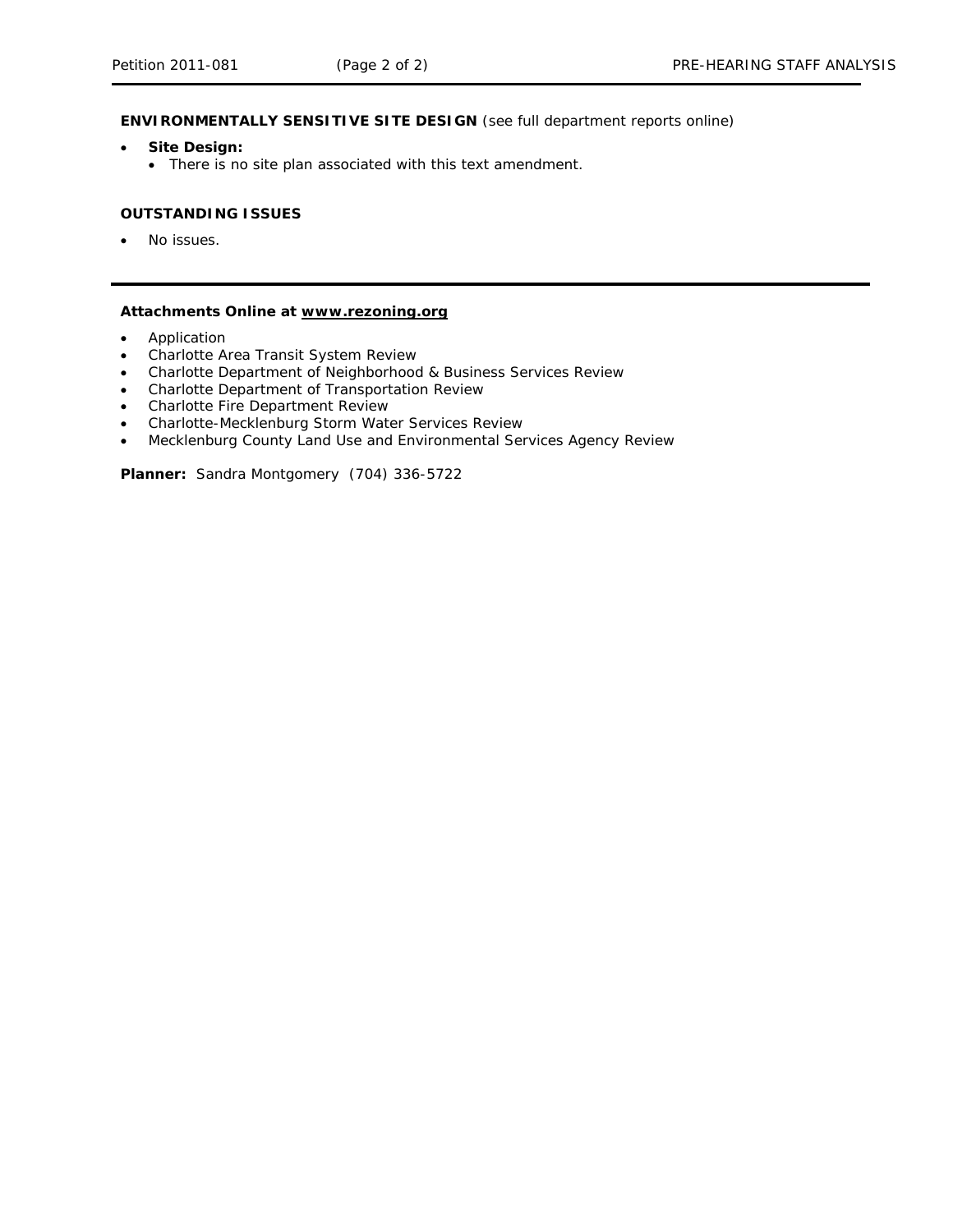**ENVIRONMENTALLY SENSITIVE SITE DESIGN** (see full department reports online)

- **Site Design:**
  - There is no site plan associated with this text amendment.

**OUTSTANDING ISSUES**

- No issues.

---

**Attachments Online at www.rezoning.org**

- Application
- Charlotte Area Transit System Review
- Charlotte Department of Neighborhood & Business Services Review
- Charlotte Department of Transportation Review
- Charlotte Fire Department Review
- Charlotte-Mecklenburg Storm Water Services Review
- Mecklenburg County Land Use and Environmental Services Agency Review

**Planner:** Sandra Montgomery (704) 336-5722